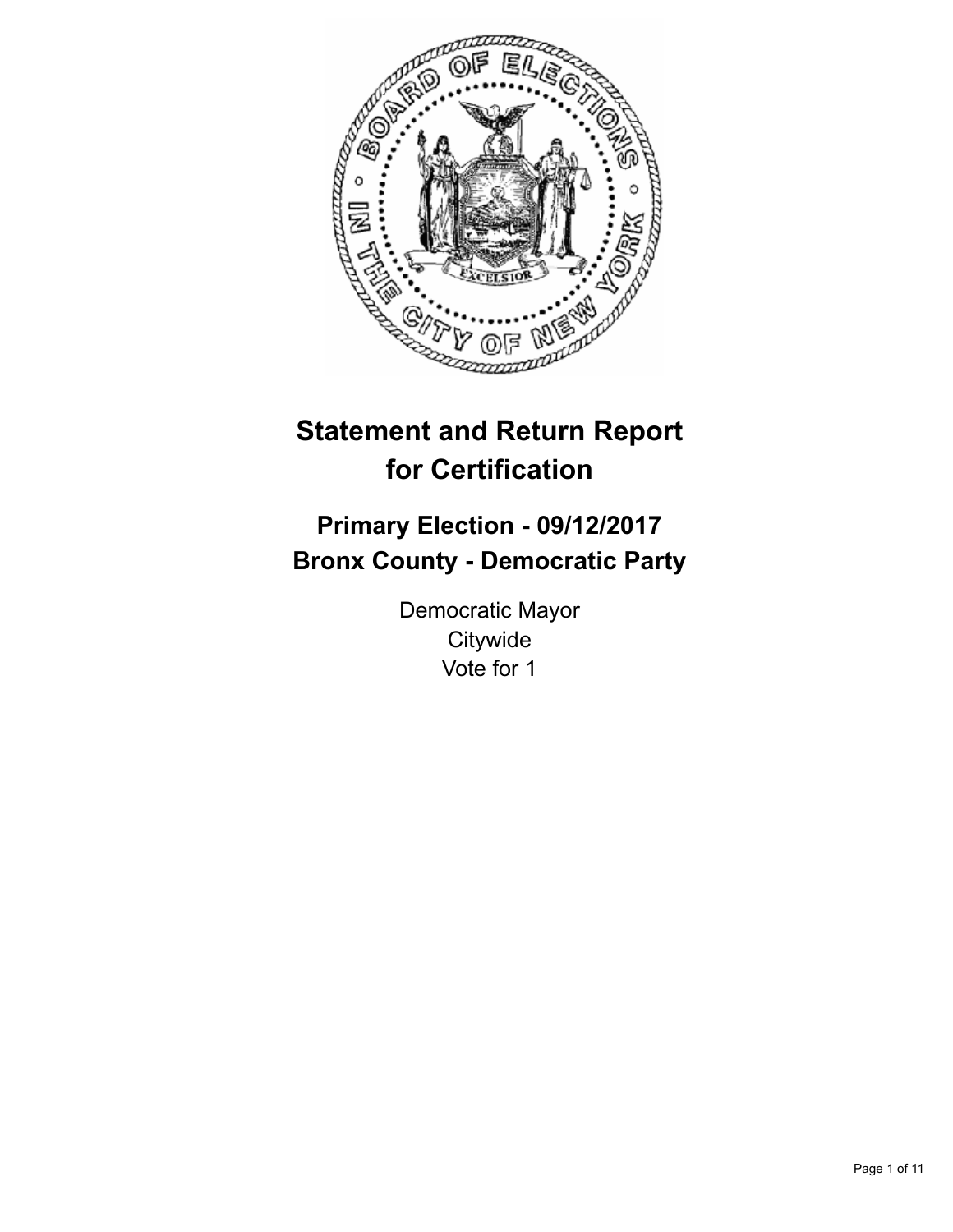# Statement and Return Report for Certification

## Primary Election - 09/12/2017
## Bronx County - Democratic Party

Democratic Mayor
Citywide
Vote for 1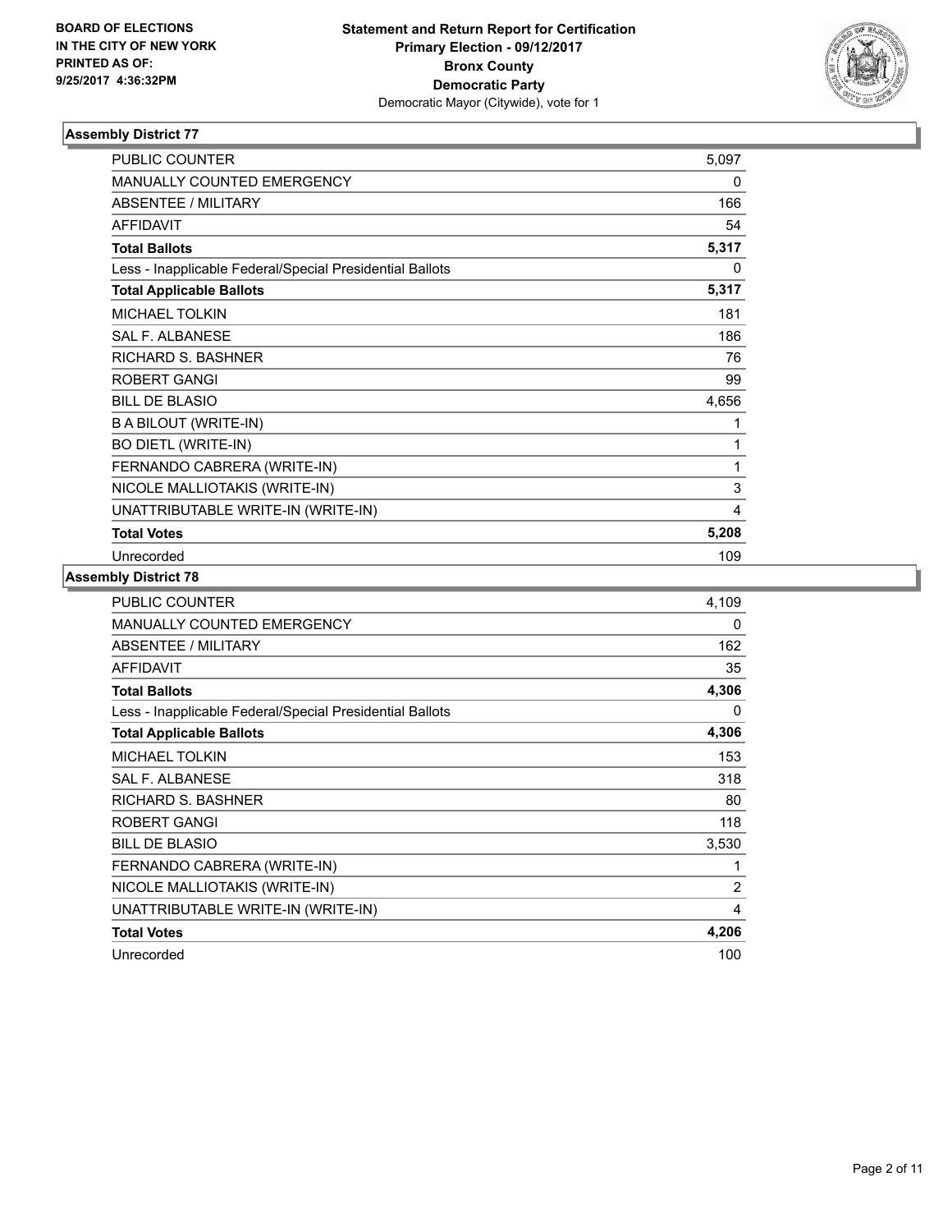**BOARD OF ELECTIONS IN THE CITY OF NEW YORK PRINTED AS OF: 9/25/2017 4:36:32PM**

**Statement and Return Report for Certification**
**Primary Election - 09/12/2017**
**Bronx County**
**Democratic Party**
Democratic Mayor (Citywide), vote for 1

### Assembly District 77

| | |
|---|---|
| PUBLIC COUNTER | 5,097 |
| MANUALLY COUNTED EMERGENCY | 0 |
| ABSENTEE / MILITARY | 166 |
| AFFIDAVIT | 54 |
| **Total Ballots** | **5,317** |
| Less - Inapplicable Federal/Special Presidential Ballots | 0 |
| **Total Applicable Ballots** | **5,317** |
| MICHAEL TOLKIN | 181 |
| SAL F. ALBANESE | 186 |
| RICHARD S. BASHNER | 76 |
| ROBERT GANGI | 99 |
| BILL DE BLASIO | 4,656 |
| B A BILOUT (WRITE-IN) | 1 |
| BO DIETL (WRITE-IN) | 1 |
| FERNANDO CABRERA (WRITE-IN) | 1 |
| NICOLE MALLIOTAKIS (WRITE-IN) | 3 |
| UNATTRIBUTABLE WRITE-IN (WRITE-IN) | 4 |
| **Total Votes** | **5,208** |
| Unrecorded | 109 |

### Assembly District 78

| | |
|---|---|
| PUBLIC COUNTER | 4,109 |
| MANUALLY COUNTED EMERGENCY | 0 |
| ABSENTEE / MILITARY | 162 |
| AFFIDAVIT | 35 |
| **Total Ballots** | **4,306** |
| Less - Inapplicable Federal/Special Presidential Ballots | 0 |
| **Total Applicable Ballots** | **4,306** |
| MICHAEL TOLKIN | 153 |
| SAL F. ALBANESE | 318 |
| RICHARD S. BASHNER | 80 |
| ROBERT GANGI | 118 |
| BILL DE BLASIO | 3,530 |
| FERNANDO CABRERA (WRITE-IN) | 1 |
| NICOLE MALLIOTAKIS (WRITE-IN) | 2 |
| UNATTRIBUTABLE WRITE-IN (WRITE-IN) | 4 |
| **Total Votes** | **4,206** |
| Unrecorded | 100 |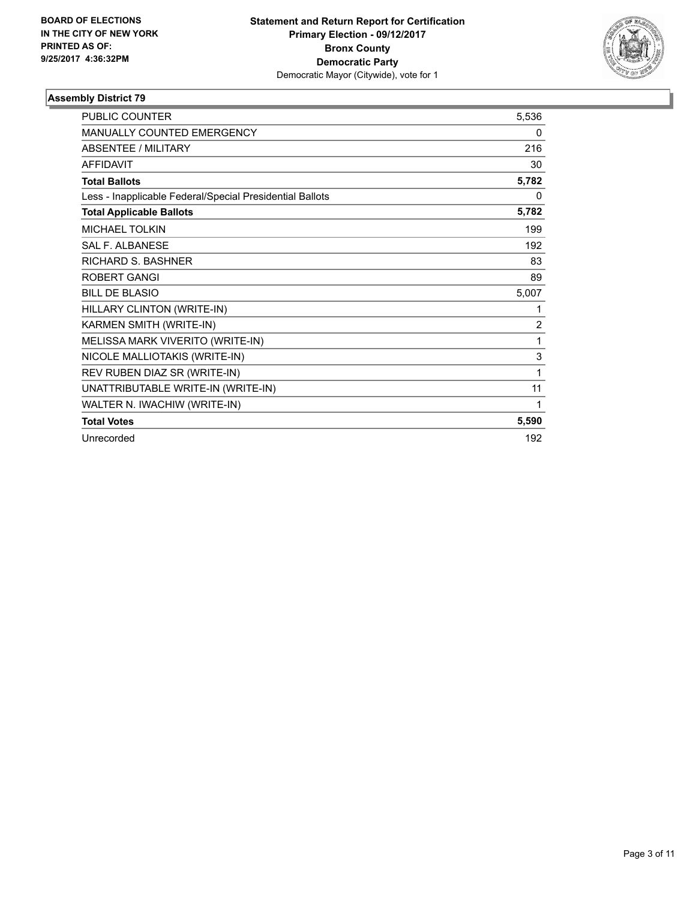**BOARD OF ELECTIONS IN THE CITY OF NEW YORK PRINTED AS OF: 9/25/2017 4:36:32PM**

**Statement and Return Report for Certification Primary Election - 09/12/2017 Bronx County Democratic Party**

Democratic Mayor (Citywide), vote for 1

## Assembly District 79

| | |
|---|---|
| PUBLIC COUNTER | 5,536 |
| MANUALLY COUNTED EMERGENCY | 0 |
| ABSENTEE / MILITARY | 216 |
| AFFIDAVIT | 30 |
| **Total Ballots** | **5,782** |
| Less - Inapplicable Federal/Special Presidential Ballots | 0 |
| **Total Applicable Ballots** | **5,782** |
| MICHAEL TOLKIN | 199 |
| SAL F. ALBANESE | 192 |
| RICHARD S. BASHNER | 83 |
| ROBERT GANGI | 89 |
| BILL DE BLASIO | 5,007 |
| HILLARY CLINTON (WRITE-IN) | 1 |
| KARMEN SMITH (WRITE-IN) | 2 |
| MELISSA MARK VIVERITO (WRITE-IN) | 1 |
| NICOLE MALLIOTAKIS (WRITE-IN) | 3 |
| REV RUBEN DIAZ SR (WRITE-IN) | 1 |
| UNATTRIBUTABLE WRITE-IN (WRITE-IN) | 11 |
| WALTER N. IWACHIW (WRITE-IN) | 1 |
| **Total Votes** | **5,590** |
| Unrecorded | 192 |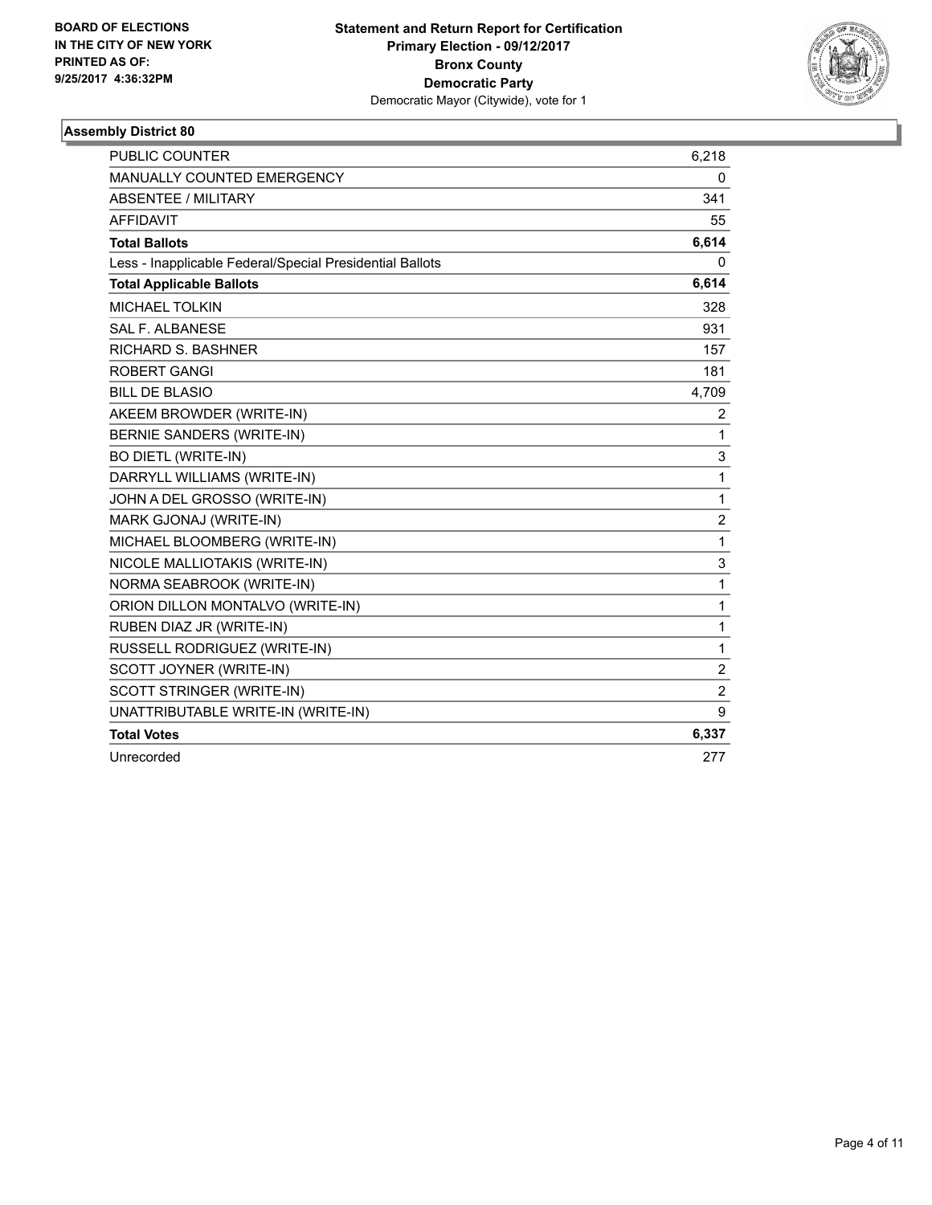BOARD OF ELECTIONS
IN THE CITY OF NEW YORK
PRINTED AS OF:
9/25/2017 4:36:32PM

**Statement and Return Report for Certification**
**Primary Election - 09/12/2017**
**Bronx County**
**Democratic Party**
Democratic Mayor (Citywide), vote for 1

### Assembly District 80

| | |
|---|---|
| PUBLIC COUNTER | 6,218 |
| MANUALLY COUNTED EMERGENCY | 0 |
| ABSENTEE / MILITARY | 341 |
| AFFIDAVIT | 55 |
| **Total Ballots** | **6,614** |
| Less - Inapplicable Federal/Special Presidential Ballots | 0 |
| **Total Applicable Ballots** | **6,614** |
| MICHAEL TOLKIN | 328 |
| SAL F. ALBANESE | 931 |
| RICHARD S. BASHNER | 157 |
| ROBERT GANGI | 181 |
| BILL DE BLASIO | 4,709 |
| AKEEM BROWDER (WRITE-IN) | 2 |
| BERNIE SANDERS (WRITE-IN) | 1 |
| BO DIETL (WRITE-IN) | 3 |
| DARRYLL WILLIAMS (WRITE-IN) | 1 |
| JOHN A DEL GROSSO (WRITE-IN) | 1 |
| MARK GJONAJ (WRITE-IN) | 2 |
| MICHAEL BLOOMBERG (WRITE-IN) | 1 |
| NICOLE MALLIOTAKIS (WRITE-IN) | 3 |
| NORMA SEABROOK (WRITE-IN) | 1 |
| ORION DILLON MONTALVO (WRITE-IN) | 1 |
| RUBEN DIAZ JR (WRITE-IN) | 1 |
| RUSSELL RODRIGUEZ (WRITE-IN) | 1 |
| SCOTT JOYNER (WRITE-IN) | 2 |
| SCOTT STRINGER (WRITE-IN) | 2 |
| UNATTRIBUTABLE WRITE-IN (WRITE-IN) | 9 |
| **Total Votes** | **6,337** |
| Unrecorded | 277 |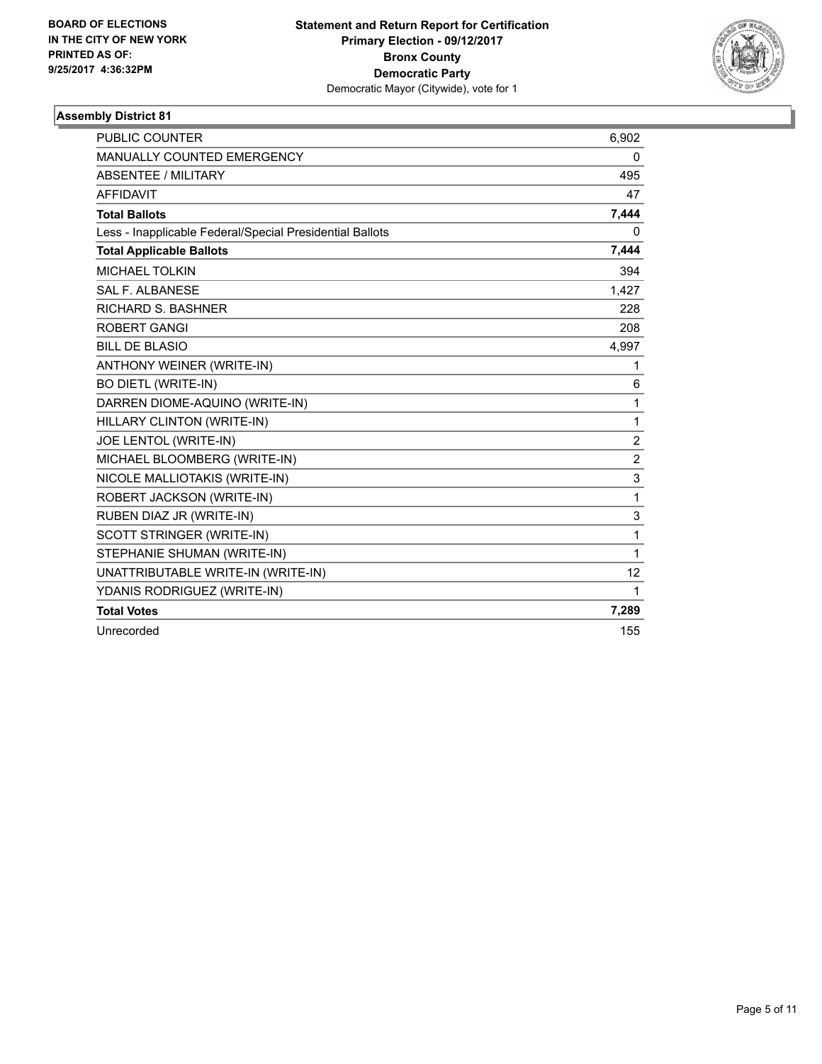BOARD OF ELECTIONS
IN THE CITY OF NEW YORK
PRINTED AS OF:
9/25/2017 4:36:32PM

**Statement and Return Report for Certification**
**Primary Election - 09/12/2017**
**Bronx County**
**Democratic Party**
Democratic Mayor (Citywide), vote for 1

## Assembly District 81

| | |
|---|---|
| PUBLIC COUNTER | 6,902 |
| MANUALLY COUNTED EMERGENCY | 0 |
| ABSENTEE / MILITARY | 495 |
| AFFIDAVIT | 47 |
| **Total Ballots** | **7,444** |
| Less - Inapplicable Federal/Special Presidential Ballots | 0 |
| **Total Applicable Ballots** | **7,444** |
| MICHAEL TOLKIN | 394 |
| SAL F. ALBANESE | 1,427 |
| RICHARD S. BASHNER | 228 |
| ROBERT GANGI | 208 |
| BILL DE BLASIO | 4,997 |
| ANTHONY WEINER (WRITE-IN) | 1 |
| BO DIETL (WRITE-IN) | 6 |
| DARREN DIOME-AQUINO (WRITE-IN) | 1 |
| HILLARY CLINTON (WRITE-IN) | 1 |
| JOE LENTOL (WRITE-IN) | 2 |
| MICHAEL BLOOMBERG (WRITE-IN) | 2 |
| NICOLE MALLIOTAKIS (WRITE-IN) | 3 |
| ROBERT JACKSON (WRITE-IN) | 1 |
| RUBEN DIAZ JR (WRITE-IN) | 3 |
| SCOTT STRINGER (WRITE-IN) | 1 |
| STEPHANIE SHUMAN (WRITE-IN) | 1 |
| UNATTRIBUTABLE WRITE-IN (WRITE-IN) | 12 |
| YDANIS RODRIGUEZ (WRITE-IN) | 1 |
| **Total Votes** | **7,289** |
| Unrecorded | 155 |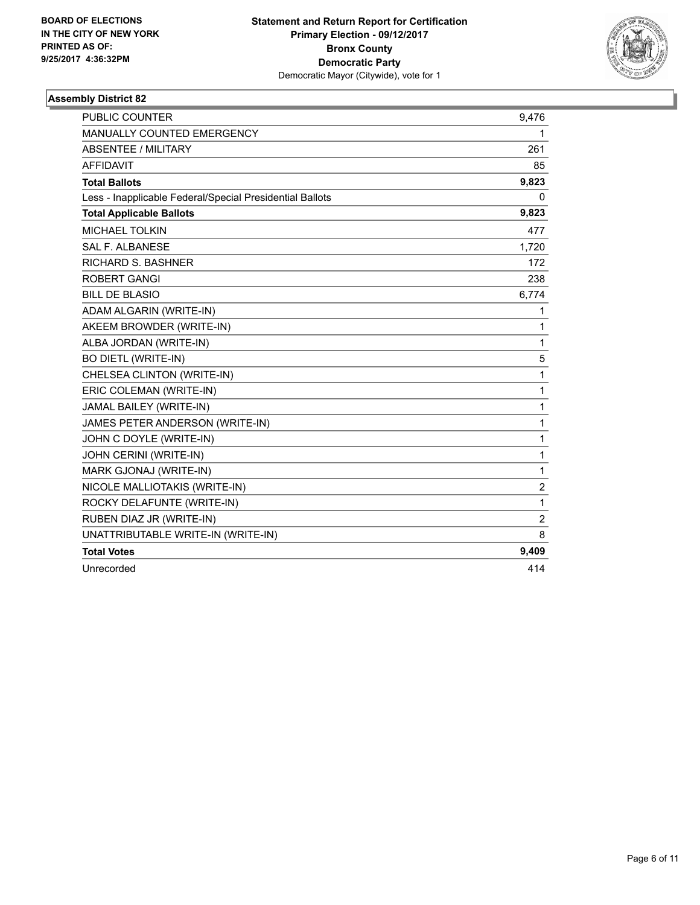**BOARD OF ELECTIONS**
**IN THE CITY OF NEW YORK**
**PRINTED AS OF:**
**9/25/2017 4:36:32PM**

**Statement and Return Report for Certification**
**Primary Election - 09/12/2017**
**Bronx County**
**Democratic Party**
Democratic Mayor (Citywide), vote for 1

### Assembly District 82

| | |
|---|---|
| PUBLIC COUNTER | 9,476 |
| MANUALLY COUNTED EMERGENCY | 1 |
| ABSENTEE / MILITARY | 261 |
| AFFIDAVIT | 85 |
| **Total Ballots** | **9,823** |
| Less - Inapplicable Federal/Special Presidential Ballots | 0 |
| **Total Applicable Ballots** | **9,823** |
| MICHAEL TOLKIN | 477 |
| SAL F. ALBANESE | 1,720 |
| RICHARD S. BASHNER | 172 |
| ROBERT GANGI | 238 |
| BILL DE BLASIO | 6,774 |
| ADAM ALGARIN (WRITE-IN) | 1 |
| AKEEM BROWDER (WRITE-IN) | 1 |
| ALBA JORDAN (WRITE-IN) | 1 |
| BO DIETL (WRITE-IN) | 5 |
| CHELSEA CLINTON (WRITE-IN) | 1 |
| ERIC COLEMAN (WRITE-IN) | 1 |
| JAMAL BAILEY (WRITE-IN) | 1 |
| JAMES PETER ANDERSON (WRITE-IN) | 1 |
| JOHN C DOYLE (WRITE-IN) | 1 |
| JOHN CERINI (WRITE-IN) | 1 |
| MARK GJONAJ (WRITE-IN) | 1 |
| NICOLE MALLIOTAKIS (WRITE-IN) | 2 |
| ROCKY DELAFUNTE (WRITE-IN) | 1 |
| RUBEN DIAZ JR (WRITE-IN) | 2 |
| UNATTRIBUTABLE WRITE-IN (WRITE-IN) | 8 |
| **Total Votes** | **9,409** |
| Unrecorded | 414 |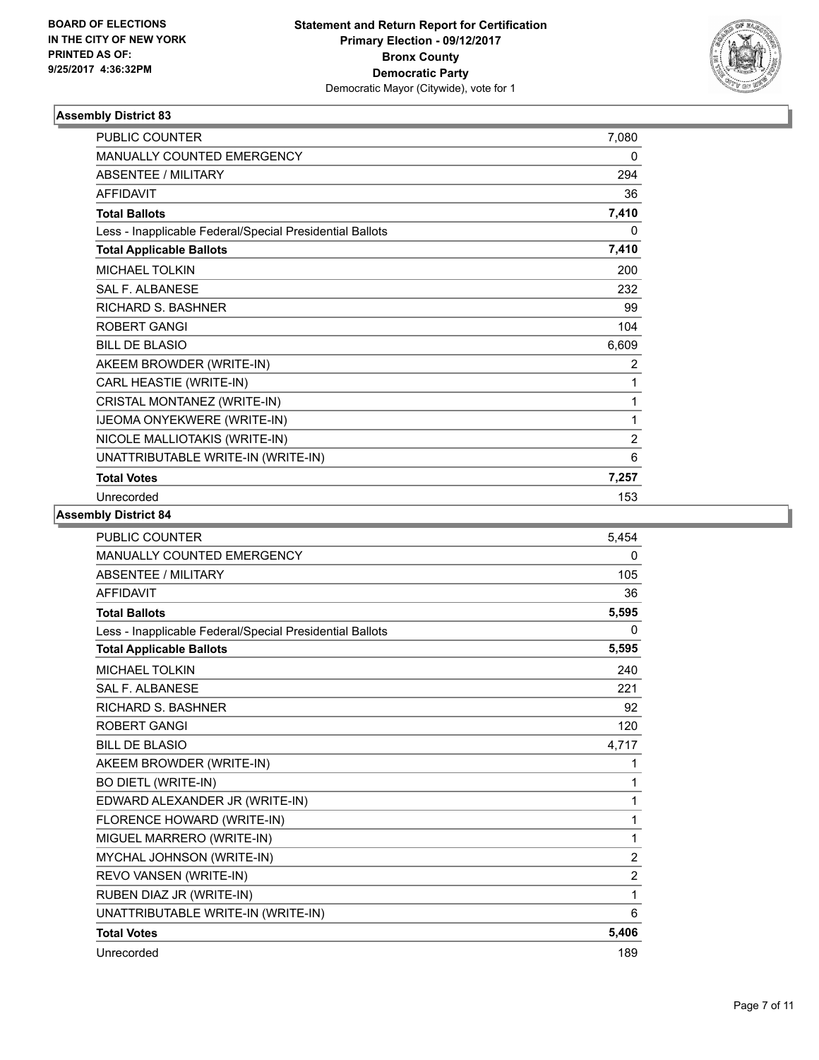BOARD OF ELECTIONS
IN THE CITY OF NEW YORK
PRINTED AS OF:
9/25/2017 4:36:32PM

**Statement and Return Report for Certification**
**Primary Election - 09/12/2017**
**Bronx County**
**Democratic Party**
Democratic Mayor (Citywide), vote for 1

### Assembly District 83

| | |
|---|---|
| PUBLIC COUNTER | 7,080 |
| MANUALLY COUNTED EMERGENCY | 0 |
| ABSENTEE / MILITARY | 294 |
| AFFIDAVIT | 36 |
| **Total Ballots** | **7,410** |
| Less - Inapplicable Federal/Special Presidential Ballots | 0 |
| **Total Applicable Ballots** | **7,410** |
| MICHAEL TOLKIN | 200 |
| SAL F. ALBANESE | 232 |
| RICHARD S. BASHNER | 99 |
| ROBERT GANGI | 104 |
| BILL DE BLASIO | 6,609 |
| AKEEM BROWDER (WRITE-IN) | 2 |
| CARL HEASTIE (WRITE-IN) | 1 |
| CRISTAL MONTANEZ (WRITE-IN) | 1 |
| IJEOMA ONYEKWERE (WRITE-IN) | 1 |
| NICOLE MALLIOTAKIS (WRITE-IN) | 2 |
| UNATTRIBUTABLE WRITE-IN (WRITE-IN) | 6 |
| **Total Votes** | **7,257** |
| Unrecorded | 153 |

### Assembly District 84

| | |
|---|---|
| PUBLIC COUNTER | 5,454 |
| MANUALLY COUNTED EMERGENCY | 0 |
| ABSENTEE / MILITARY | 105 |
| AFFIDAVIT | 36 |
| **Total Ballots** | **5,595** |
| Less - Inapplicable Federal/Special Presidential Ballots | 0 |
| **Total Applicable Ballots** | **5,595** |
| MICHAEL TOLKIN | 240 |
| SAL F. ALBANESE | 221 |
| RICHARD S. BASHNER | 92 |
| ROBERT GANGI | 120 |
| BILL DE BLASIO | 4,717 |
| AKEEM BROWDER (WRITE-IN) | 1 |
| BO DIETL (WRITE-IN) | 1 |
| EDWARD ALEXANDER JR (WRITE-IN) | 1 |
| FLORENCE HOWARD (WRITE-IN) | 1 |
| MIGUEL MARRERO (WRITE-IN) | 1 |
| MYCHAL JOHNSON (WRITE-IN) | 2 |
| REVO VANSEN (WRITE-IN) | 2 |
| RUBEN DIAZ JR (WRITE-IN) | 1 |
| UNATTRIBUTABLE WRITE-IN (WRITE-IN) | 6 |
| **Total Votes** | **5,406** |
| Unrecorded | 189 |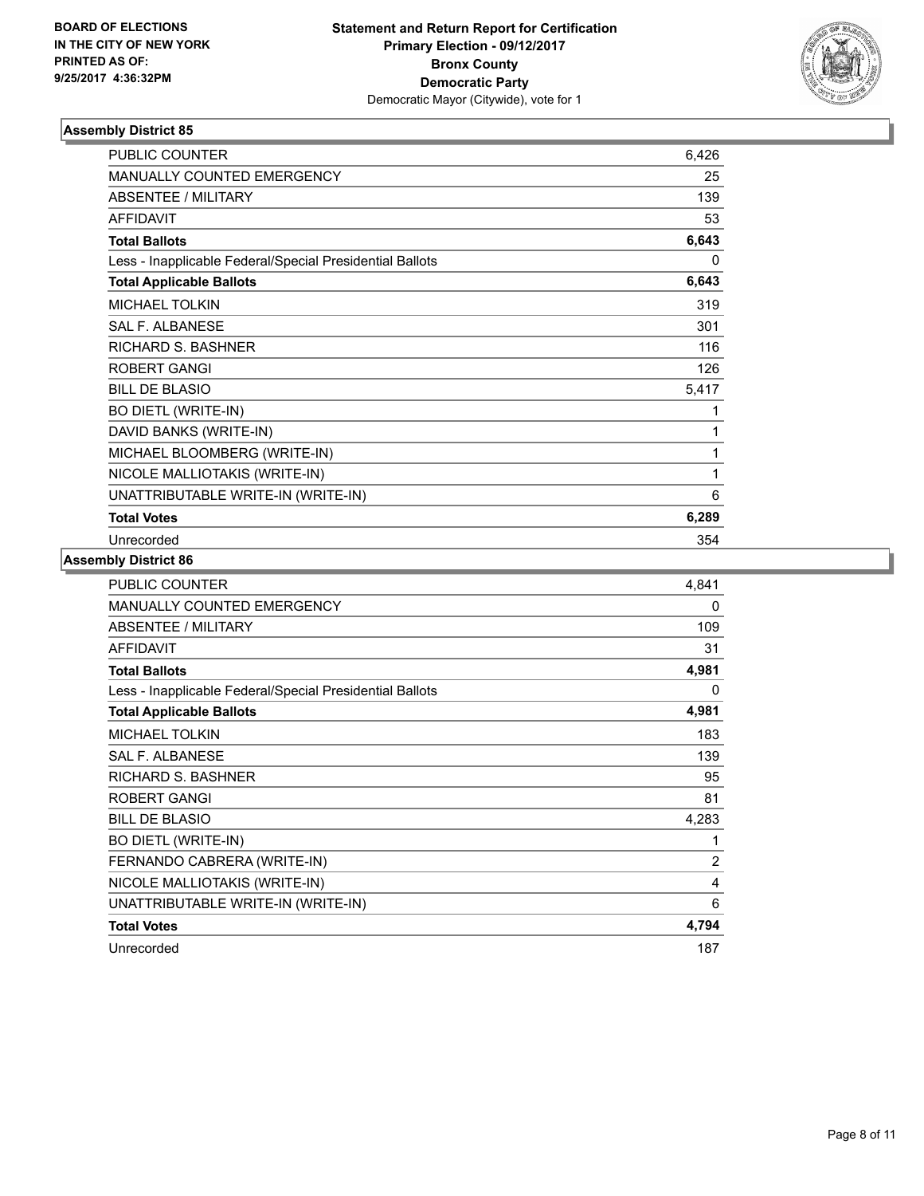BOARD OF ELECTIONS
IN THE CITY OF NEW YORK
PRINTED AS OF:
9/25/2017 4:36:32PM

**Statement and Return Report for Certification**
**Primary Election - 09/12/2017**
**Bronx County**
**Democratic Party**
Democratic Mayor (Citywide), vote for 1

## Assembly District 85

| | |
|---|---|
| PUBLIC COUNTER | 6,426 |
| MANUALLY COUNTED EMERGENCY | 25 |
| ABSENTEE / MILITARY | 139 |
| AFFIDAVIT | 53 |
| **Total Ballots** | **6,643** |
| Less - Inapplicable Federal/Special Presidential Ballots | 0 |
| **Total Applicable Ballots** | **6,643** |
| MICHAEL TOLKIN | 319 |
| SAL F. ALBANESE | 301 |
| RICHARD S. BASHNER | 116 |
| ROBERT GANGI | 126 |
| BILL DE BLASIO | 5,417 |
| BO DIETL (WRITE-IN) | 1 |
| DAVID BANKS (WRITE-IN) | 1 |
| MICHAEL BLOOMBERG (WRITE-IN) | 1 |
| NICOLE MALLIOTAKIS (WRITE-IN) | 1 |
| UNATTRIBUTABLE WRITE-IN (WRITE-IN) | 6 |
| **Total Votes** | **6,289** |
| Unrecorded | 354 |

## Assembly District 86

| | |
|---|---|
| PUBLIC COUNTER | 4,841 |
| MANUALLY COUNTED EMERGENCY | 0 |
| ABSENTEE / MILITARY | 109 |
| AFFIDAVIT | 31 |
| **Total Ballots** | **4,981** |
| Less - Inapplicable Federal/Special Presidential Ballots | 0 |
| **Total Applicable Ballots** | **4,981** |
| MICHAEL TOLKIN | 183 |
| SAL F. ALBANESE | 139 |
| RICHARD S. BASHNER | 95 |
| ROBERT GANGI | 81 |
| BILL DE BLASIO | 4,283 |
| BO DIETL (WRITE-IN) | 1 |
| FERNANDO CABRERA (WRITE-IN) | 2 |
| NICOLE MALLIOTAKIS (WRITE-IN) | 4 |
| UNATTRIBUTABLE WRITE-IN (WRITE-IN) | 6 |
| **Total Votes** | **4,794** |
| Unrecorded | 187 |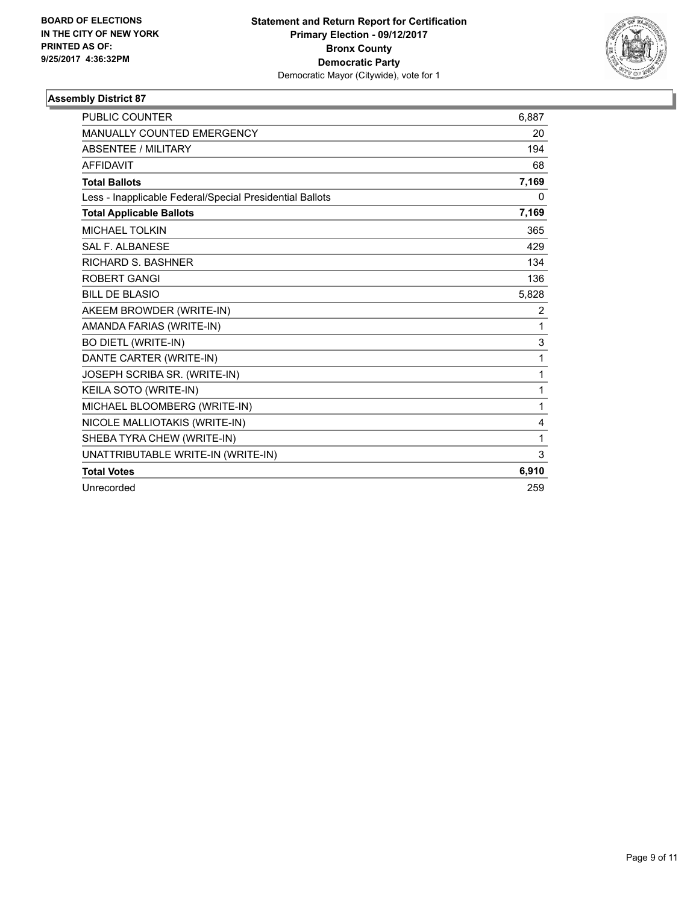**BOARD OF ELECTIONS IN THE CITY OF NEW YORK PRINTED AS OF: 9/25/2017 4:36:32PM**

**Statement and Return Report for Certification Primary Election - 09/12/2017 Bronx County Democratic Party**
Democratic Mayor (Citywide), vote for 1

### Assembly District 87

| | |
|---|---|
| PUBLIC COUNTER | 6,887 |
| MANUALLY COUNTED EMERGENCY | 20 |
| ABSENTEE / MILITARY | 194 |
| AFFIDAVIT | 68 |
| **Total Ballots** | **7,169** |
| Less - Inapplicable Federal/Special Presidential Ballots | 0 |
| **Total Applicable Ballots** | **7,169** |
| MICHAEL TOLKIN | 365 |
| SAL F. ALBANESE | 429 |
| RICHARD S. BASHNER | 134 |
| ROBERT GANGI | 136 |
| BILL DE BLASIO | 5,828 |
| AKEEM BROWDER (WRITE-IN) | 2 |
| AMANDA FARIAS (WRITE-IN) | 1 |
| BO DIETL (WRITE-IN) | 3 |
| DANTE CARTER (WRITE-IN) | 1 |
| JOSEPH SCRIBA SR. (WRITE-IN) | 1 |
| KEILA SOTO (WRITE-IN) | 1 |
| MICHAEL BLOOMBERG (WRITE-IN) | 1 |
| NICOLE MALLIOTAKIS (WRITE-IN) | 4 |
| SHEBA TYRA CHEW (WRITE-IN) | 1 |
| UNATTRIBUTABLE WRITE-IN (WRITE-IN) | 3 |
| **Total Votes** | **6,910** |
| Unrecorded | 259 |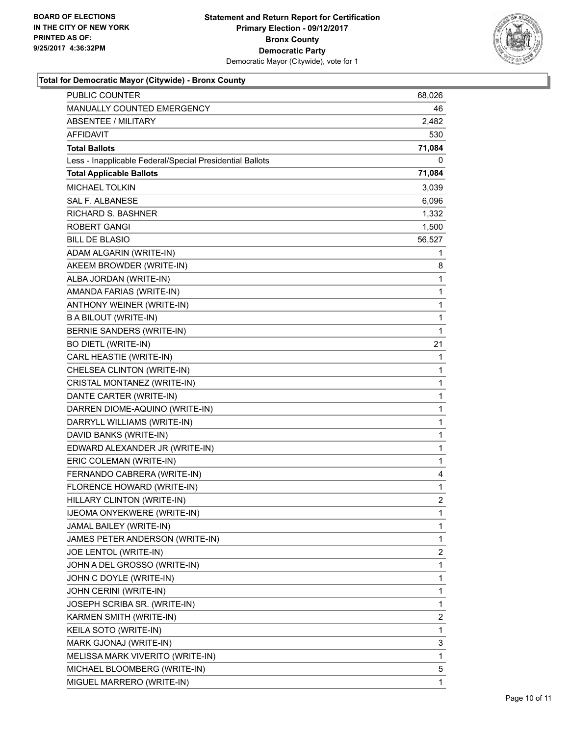**BOARD OF ELECTIONS IN THE CITY OF NEW YORK PRINTED AS OF: 9/25/2017 4:36:32PM**

**Statement and Return Report for Certification Primary Election - 09/12/2017 Bronx County Democratic Party**
Democratic Mayor (Citywide), vote for 1

### Total for Democratic Mayor (Citywide) - Bronx County

| | |
|---|---|
| PUBLIC COUNTER | 68,026 |
| MANUALLY COUNTED EMERGENCY | 46 |
| ABSENTEE / MILITARY | 2,482 |
| AFFIDAVIT | 530 |
| **Total Ballots** | **71,084** |
| Less - Inapplicable Federal/Special Presidential Ballots | 0 |
| **Total Applicable Ballots** | **71,084** |
| MICHAEL TOLKIN | 3,039 |
| SAL F. ALBANESE | 6,096 |
| RICHARD S. BASHNER | 1,332 |
| ROBERT GANGI | 1,500 |
| BILL DE BLASIO | 56,527 |
| ADAM ALGARIN (WRITE-IN) | 1 |
| AKEEM BROWDER (WRITE-IN) | 8 |
| ALBA JORDAN (WRITE-IN) | 1 |
| AMANDA FARIAS (WRITE-IN) | 1 |
| ANTHONY WEINER (WRITE-IN) | 1 |
| B A BILOUT (WRITE-IN) | 1 |
| BERNIE SANDERS (WRITE-IN) | 1 |
| BO DIETL (WRITE-IN) | 21 |
| CARL HEASTIE (WRITE-IN) | 1 |
| CHELSEA CLINTON (WRITE-IN) | 1 |
| CRISTAL MONTANEZ (WRITE-IN) | 1 |
| DANTE CARTER (WRITE-IN) | 1 |
| DARREN DIOME-AQUINO (WRITE-IN) | 1 |
| DARRYLL WILLIAMS (WRITE-IN) | 1 |
| DAVID BANKS (WRITE-IN) | 1 |
| EDWARD ALEXANDER JR (WRITE-IN) | 1 |
| ERIC COLEMAN (WRITE-IN) | 1 |
| FERNANDO CABRERA (WRITE-IN) | 4 |
| FLORENCE HOWARD (WRITE-IN) | 1 |
| HILLARY CLINTON (WRITE-IN) | 2 |
| IJEOMA ONYEKWERE (WRITE-IN) | 1 |
| JAMAL BAILEY (WRITE-IN) | 1 |
| JAMES PETER ANDERSON (WRITE-IN) | 1 |
| JOE LENTOL (WRITE-IN) | 2 |
| JOHN A DEL GROSSO (WRITE-IN) | 1 |
| JOHN C DOYLE (WRITE-IN) | 1 |
| JOHN CERINI (WRITE-IN) | 1 |
| JOSEPH SCRIBA SR. (WRITE-IN) | 1 |
| KARMEN SMITH (WRITE-IN) | 2 |
| KEILA SOTO (WRITE-IN) | 1 |
| MARK GJONAJ (WRITE-IN) | 3 |
| MELISSA MARK VIVERITO (WRITE-IN) | 1 |
| MICHAEL BLOOMBERG (WRITE-IN) | 5 |
| MIGUEL MARRERO (WRITE-IN) | 1 |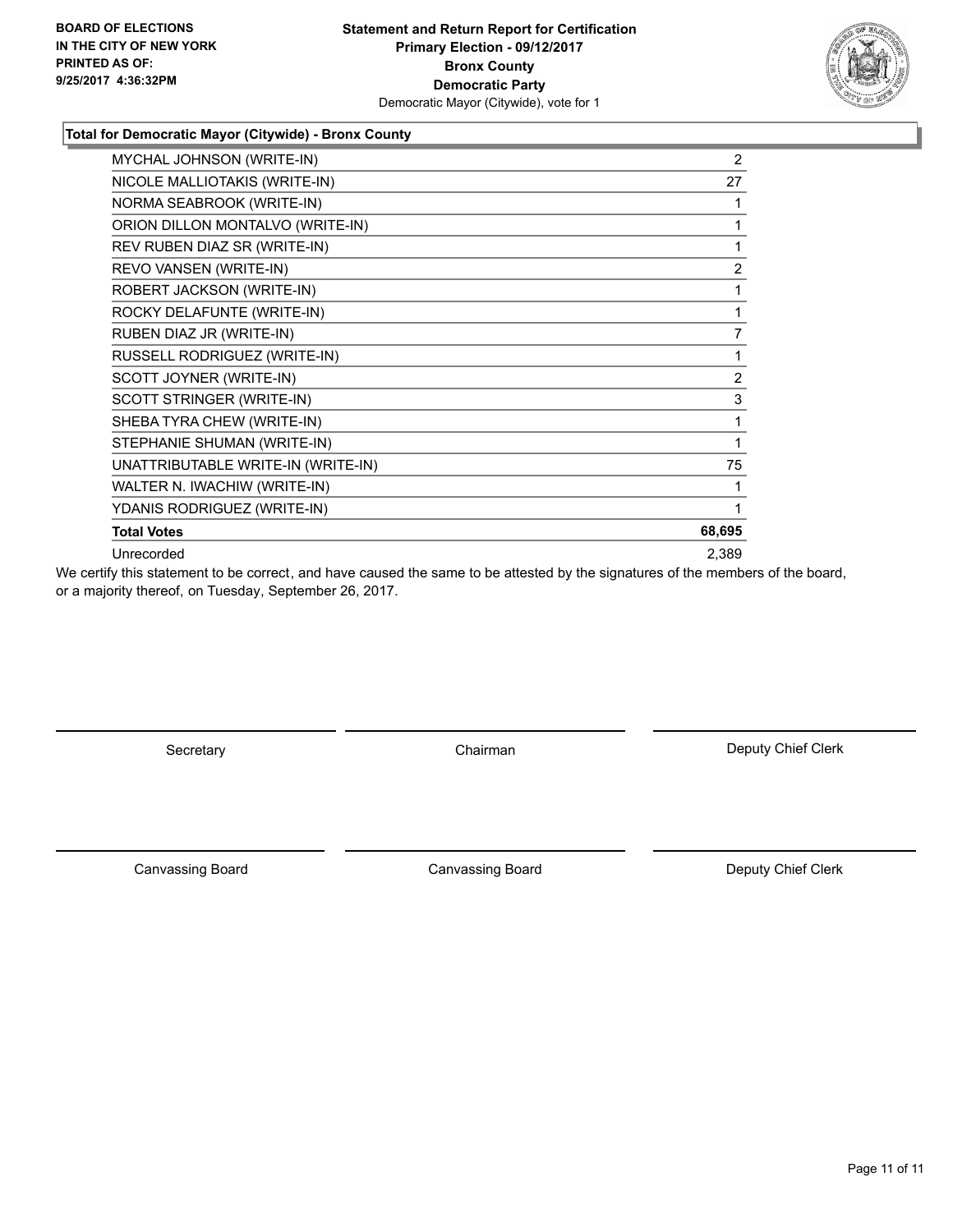**BOARD OF ELECTIONS IN THE CITY OF NEW YORK PRINTED AS OF: 9/25/2017 4:36:32PM**

**Statement and Return Report for Certification**
**Primary Election - 09/12/2017**
**Bronx County**
**Democratic Party**
Democratic Mayor (Citywide), vote for 1

### Total for Democratic Mayor (Citywide) - Bronx County

| | |
|---|---|
| MYCHAL JOHNSON (WRITE-IN) | 2 |
| NICOLE MALLIOTAKIS (WRITE-IN) | 27 |
| NORMA SEABROOK (WRITE-IN) | 1 |
| ORION DILLON MONTALVO (WRITE-IN) | 1 |
| REV RUBEN DIAZ SR (WRITE-IN) | 1 |
| REVO VANSEN (WRITE-IN) | 2 |
| ROBERT JACKSON (WRITE-IN) | 1 |
| ROCKY DELAFUNTE (WRITE-IN) | 1 |
| RUBEN DIAZ JR (WRITE-IN) | 7 |
| RUSSELL RODRIGUEZ (WRITE-IN) | 1 |
| SCOTT JOYNER (WRITE-IN) | 2 |
| SCOTT STRINGER (WRITE-IN) | 3 |
| SHEBA TYRA CHEW (WRITE-IN) | 1 |
| STEPHANIE SHUMAN (WRITE-IN) | 1 |
| UNATTRIBUTABLE WRITE-IN (WRITE-IN) | 75 |
| WALTER N. IWACHIW (WRITE-IN) | 1 |
| YDANIS RODRIGUEZ (WRITE-IN) | 1 |
| **Total Votes** | **68,695** |
| Unrecorded | 2,389 |

We certify this statement to be correct, and have caused the same to be attested by the signatures of the members of the board, or a majority thereof, on Tuesday, September 26, 2017.

Secretary | Chairman | Deputy Chief Clerk

Canvassing Board | Canvassing Board | Deputy Chief Clerk